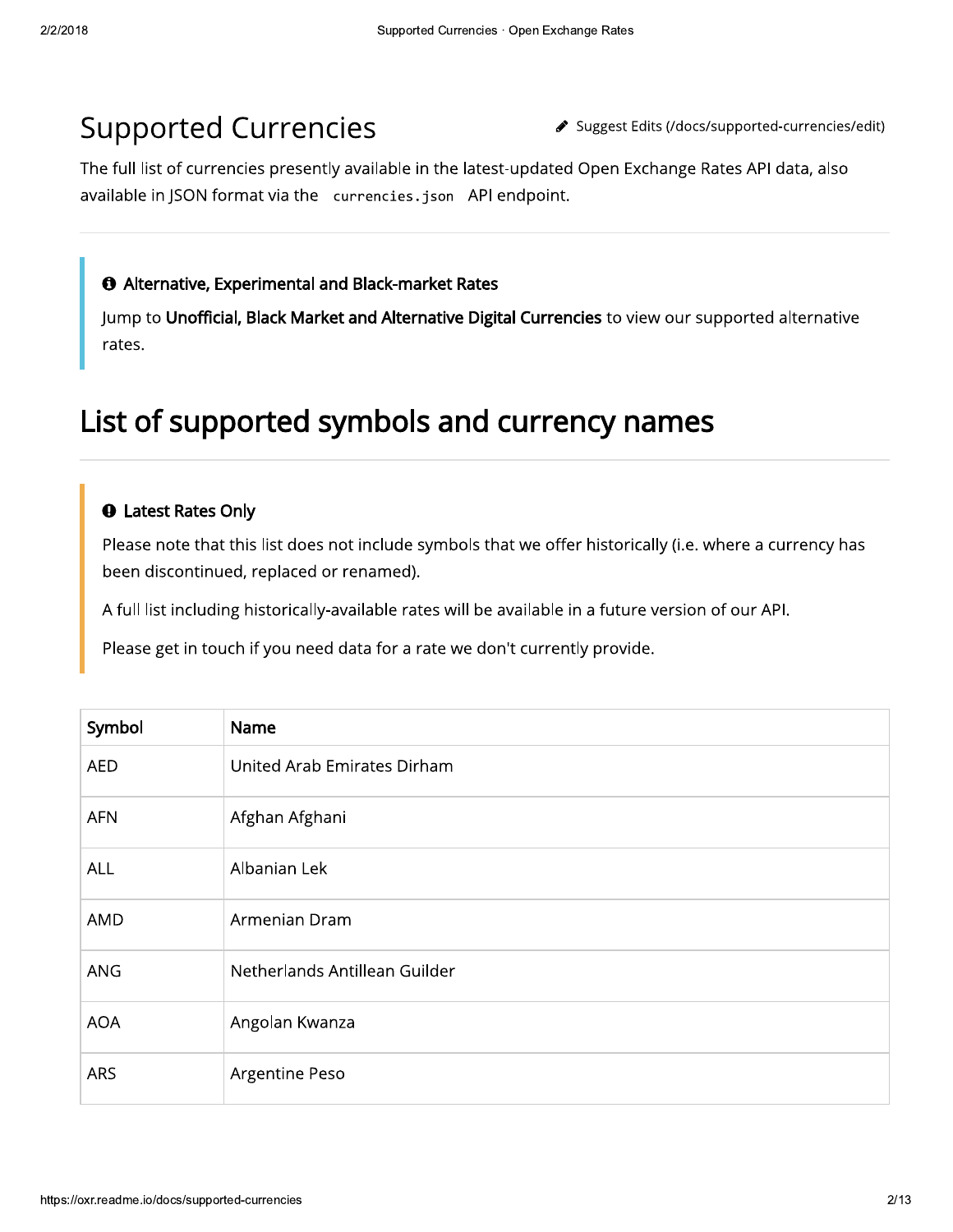# Supported Currencies

✎ Suggest Edits (/docs/supported-currencies/edit)

The full list of currencies presently available in the latest-updated Open Exchange Rates API data, also available in JSON format via the `currencies.json` API endpoint.

---

> **Alternative, Experimental and Black-market Rates**
>
> Jump to **Unofficial, Black Market and Alternative Digital Currencies** to view our supported alternative rates.

## List of supported symbols and currency names

> **Latest Rates Only**
>
> Please note that this list does not include symbols that we offer historically (i.e. where a currency has been discontinued, replaced or renamed).
>
> A full list including historically-available rates will be available in a future version of our API.
>
> Please get in touch if you need data for a rate we don't currently provide.

| Symbol | Name |
|---|---|
| AED | United Arab Emirates Dirham |
| AFN | Afghan Afghani |
| ALL | Albanian Lek |
| AMD | Armenian Dram |
| ANG | Netherlands Antillean Guilder |
| AOA | Angolan Kwanza |
| ARS | Argentine Peso |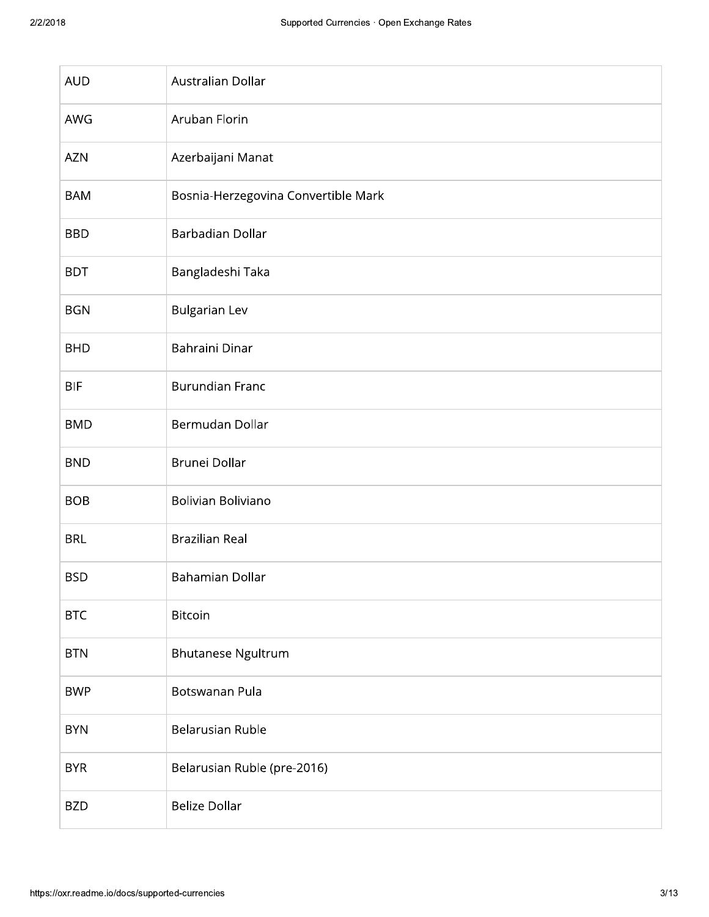| | |
|---|---|
| AUD | Australian Dollar |
| AWG | Aruban Florin |
| AZN | Azerbaijani Manat |
| BAM | Bosnia-Herzegovina Convertible Mark |
| BBD | Barbadian Dollar |
| BDT | Bangladeshi Taka |
| BGN | Bulgarian Lev |
| BHD | Bahraini Dinar |
| BIF | Burundian Franc |
| BMD | Bermudan Dollar |
| BND | Brunei Dollar |
| BOB | Bolivian Boliviano |
| BRL | Brazilian Real |
| BSD | Bahamian Dollar |
| BTC | Bitcoin |
| BTN | Bhutanese Ngultrum |
| BWP | Botswanan Pula |
| BYN | Belarusian Ruble |
| BYR | Belarusian Ruble (pre-2016) |
| BZD | Belize Dollar |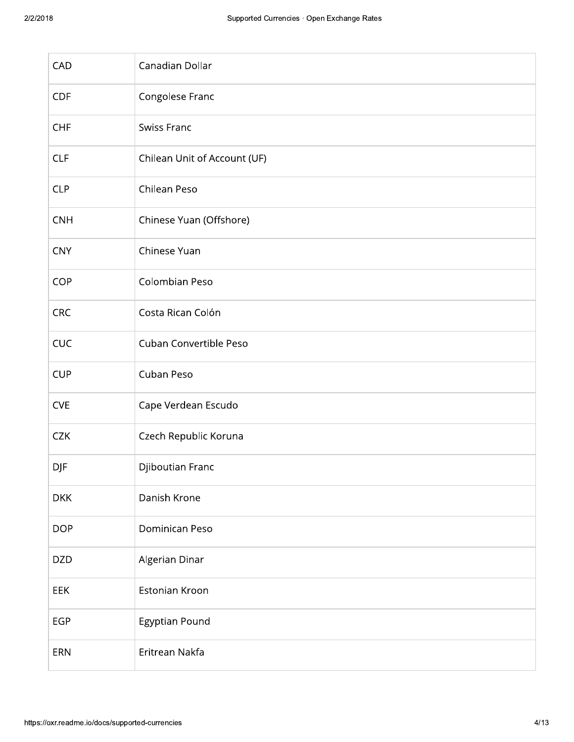| | |
|---|---|
| CAD | Canadian Dollar |
| CDF | Congolese Franc |
| CHF | Swiss Franc |
| CLF | Chilean Unit of Account (UF) |
| CLP | Chilean Peso |
| CNH | Chinese Yuan (Offshore) |
| CNY | Chinese Yuan |
| COP | Colombian Peso |
| CRC | Costa Rican Colón |
| CUC | Cuban Convertible Peso |
| CUP | Cuban Peso |
| CVE | Cape Verdean Escudo |
| CZK | Czech Republic Koruna |
| DJF | Djiboutian Franc |
| DKK | Danish Krone |
| DOP | Dominican Peso |
| DZD | Algerian Dinar |
| EEK | Estonian Kroon |
| EGP | Egyptian Pound |
| ERN | Eritrean Nakfa |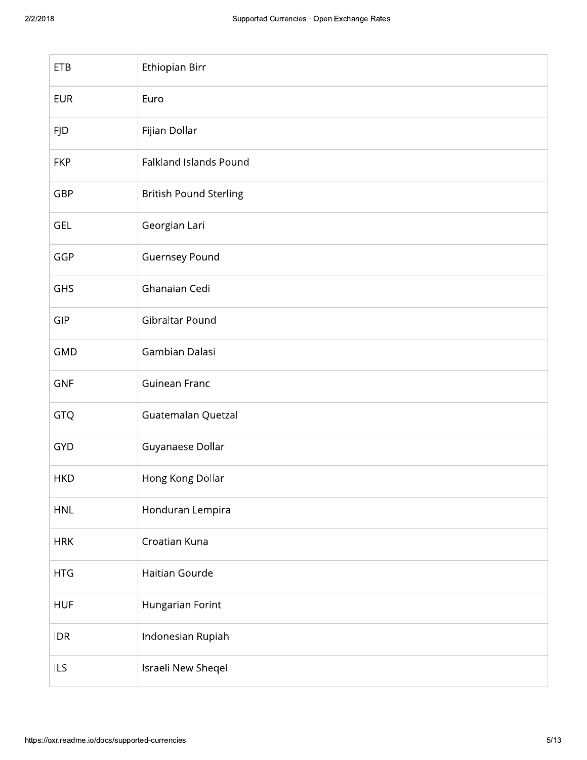| | |
|---|---|
| ETB | Ethiopian Birr |
| EUR | Euro |
| FJD | Fijian Dollar |
| FKP | Falkland Islands Pound |
| GBP | British Pound Sterling |
| GEL | Georgian Lari |
| GGP | Guernsey Pound |
| GHS | Ghanaian Cedi |
| GIP | Gibraltar Pound |
| GMD | Gambian Dalasi |
| GNF | Guinean Franc |
| GTQ | Guatemalan Quetzal |
| GYD | Guyanaese Dollar |
| HKD | Hong Kong Dollar |
| HNL | Honduran Lempira |
| HRK | Croatian Kuna |
| HTG | Haitian Gourde |
| HUF | Hungarian Forint |
| IDR | Indonesian Rupiah |
| ILS | Israeli New Sheqel |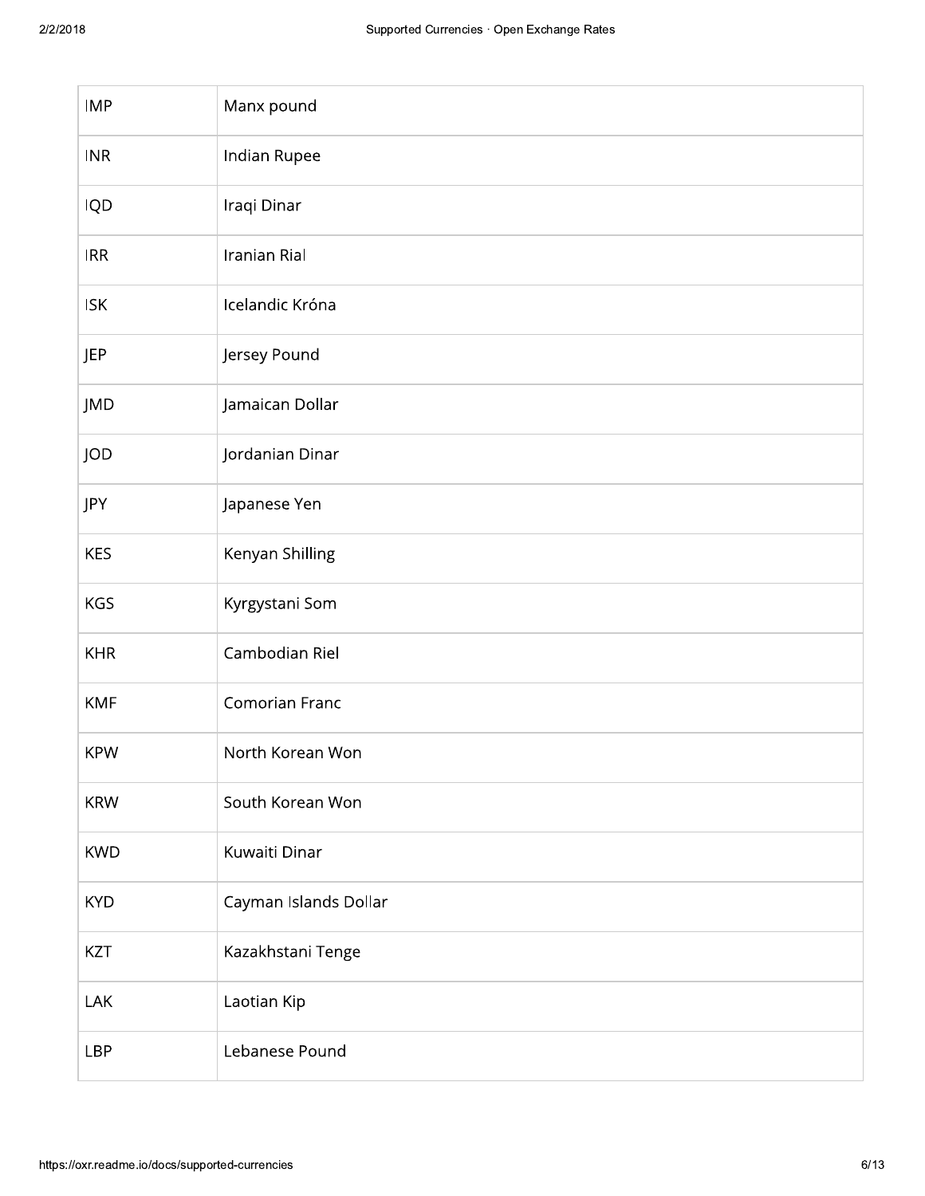| | |
|---|---|
| IMP | Manx pound |
| INR | Indian Rupee |
| IQD | Iraqi Dinar |
| IRR | Iranian Rial |
| ISK | Icelandic Króna |
| JEP | Jersey Pound |
| JMD | Jamaican Dollar |
| JOD | Jordanian Dinar |
| JPY | Japanese Yen |
| KES | Kenyan Shilling |
| KGS | Kyrgystani Som |
| KHR | Cambodian Riel |
| KMF | Comorian Franc |
| KPW | North Korean Won |
| KRW | South Korean Won |
| KWD | Kuwaiti Dinar |
| KYD | Cayman Islands Dollar |
| KZT | Kazakhstani Tenge |
| LAK | Laotian Kip |
| LBP | Lebanese Pound |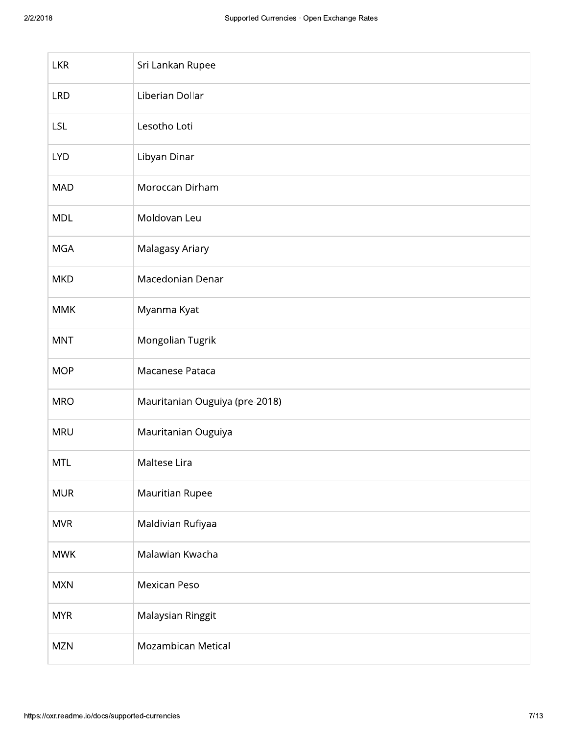| | |
|---|---|
| LKR | Sri Lankan Rupee |
| LRD | Liberian Dollar |
| LSL | Lesotho Loti |
| LYD | Libyan Dinar |
| MAD | Moroccan Dirham |
| MDL | Moldovan Leu |
| MGA | Malagasy Ariary |
| MKD | Macedonian Denar |
| MMK | Myanma Kyat |
| MNT | Mongolian Tugrik |
| MOP | Macanese Pataca |
| MRO | Mauritanian Ouguiya (pre-2018) |
| MRU | Mauritanian Ouguiya |
| MTL | Maltese Lira |
| MUR | Mauritian Rupee |
| MVR | Maldivian Rufiyaa |
| MWK | Malawian Kwacha |
| MXN | Mexican Peso |
| MYR | Malaysian Ringgit |
| MZN | Mozambican Metical |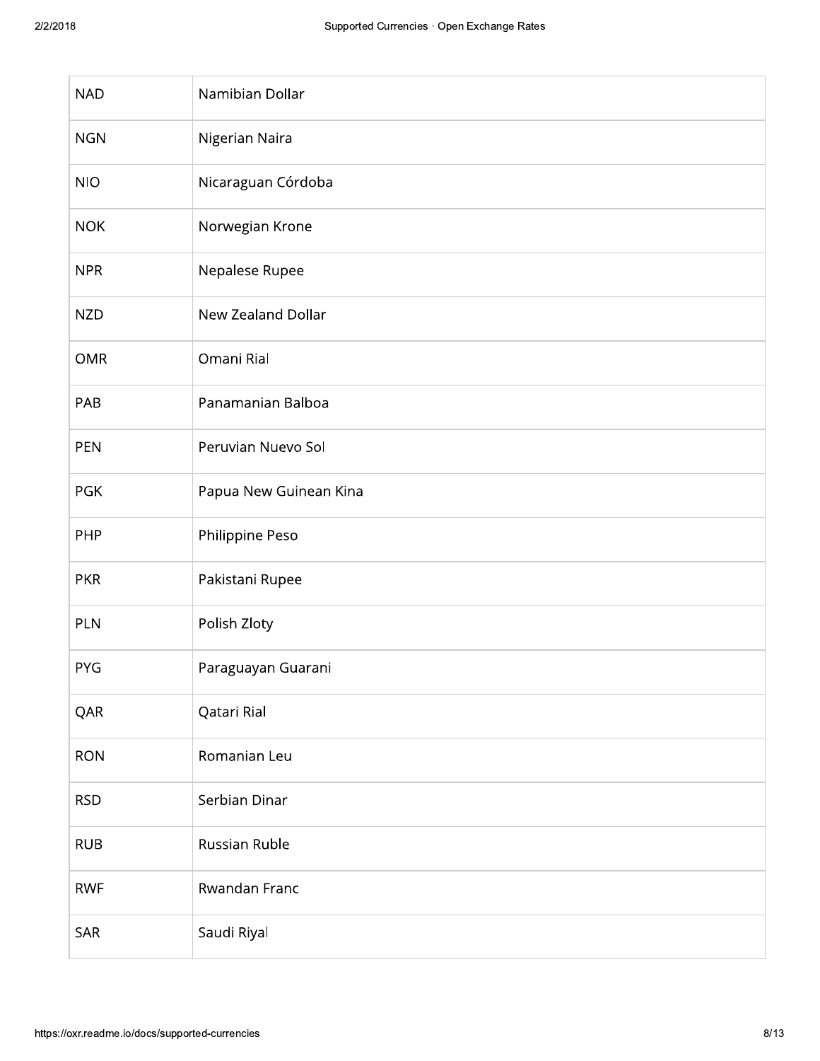| | |
|---|---|
| NAD | Namibian Dollar |
| NGN | Nigerian Naira |
| NIO | Nicaraguan Córdoba |
| NOK | Norwegian Krone |
| NPR | Nepalese Rupee |
| NZD | New Zealand Dollar |
| OMR | Omani Rial |
| PAB | Panamanian Balboa |
| PEN | Peruvian Nuevo Sol |
| PGK | Papua New Guinean Kina |
| PHP | Philippine Peso |
| PKR | Pakistani Rupee |
| PLN | Polish Zloty |
| PYG | Paraguayan Guarani |
| QAR | Qatari Rial |
| RON | Romanian Leu |
| RSD | Serbian Dinar |
| RUB | Russian Ruble |
| RWF | Rwandan Franc |
| SAR | Saudi Riyal |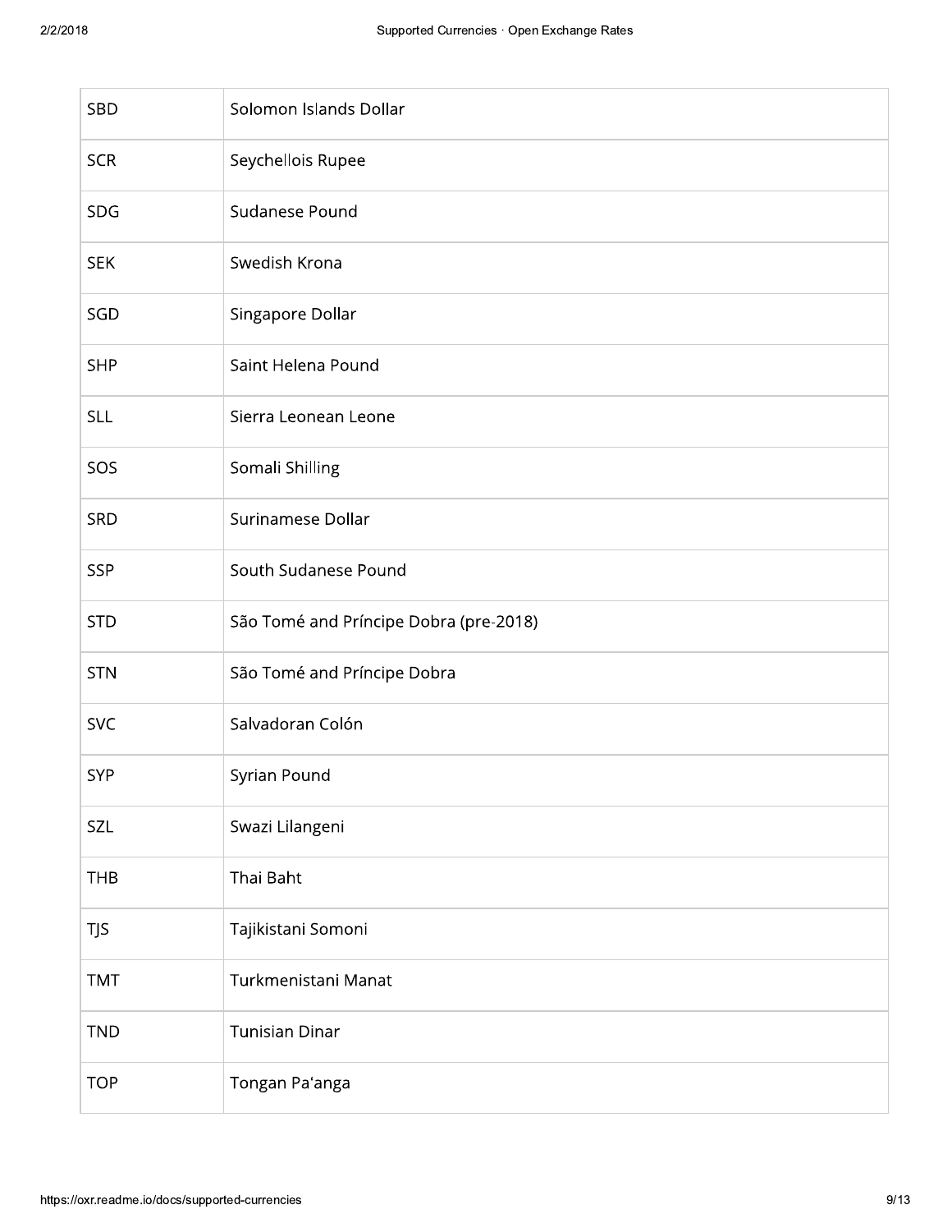| SBD | Solomon Islands Dollar |
|---|---|
| SCR | Seychellois Rupee |
| SDG | Sudanese Pound |
| SEK | Swedish Krona |
| SGD | Singapore Dollar |
| SHP | Saint Helena Pound |
| SLL | Sierra Leonean Leone |
| SOS | Somali Shilling |
| SRD | Surinamese Dollar |
| SSP | South Sudanese Pound |
| STD | São Tomé and Príncipe Dobra (pre-2018) |
| STN | São Tomé and Príncipe Dobra |
| SVC | Salvadoran Colón |
| SYP | Syrian Pound |
| SZL | Swazi Lilangeni |
| THB | Thai Baht |
| TJS | Tajikistani Somoni |
| TMT | Turkmenistani Manat |
| TND | Tunisian Dinar |
| TOP | Tongan Pa'anga |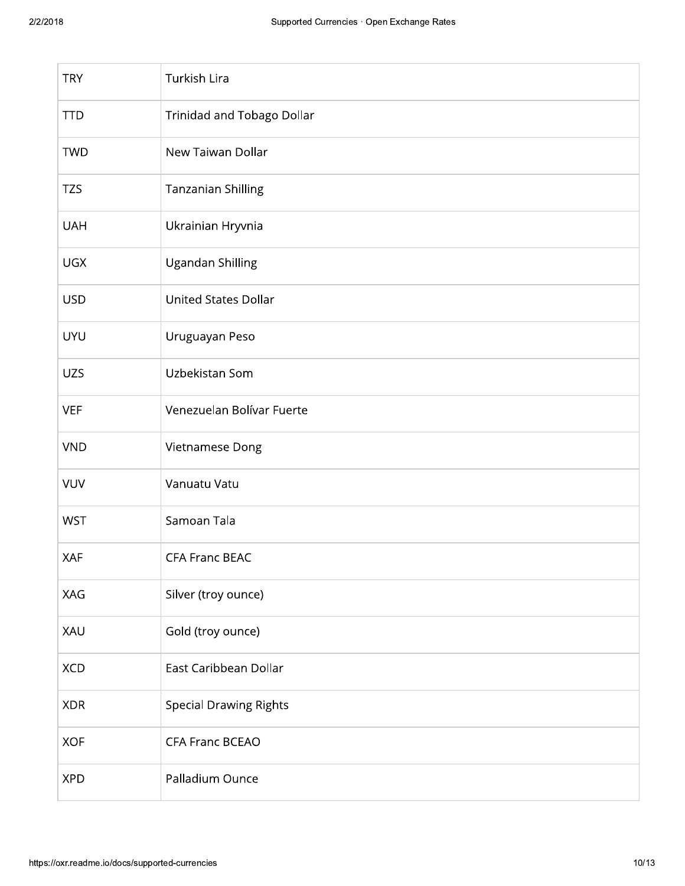| | |
|---|---|
| TRY | Turkish Lira |
| TTD | Trinidad and Tobago Dollar |
| TWD | New Taiwan Dollar |
| TZS | Tanzanian Shilling |
| UAH | Ukrainian Hryvnia |
| UGX | Ugandan Shilling |
| USD | United States Dollar |
| UYU | Uruguayan Peso |
| UZS | Uzbekistan Som |
| VEF | Venezuelan Bolívar Fuerte |
| VND | Vietnamese Dong |
| VUV | Vanuatu Vatu |
| WST | Samoan Tala |
| XAF | CFA Franc BEAC |
| XAG | Silver (troy ounce) |
| XAU | Gold (troy ounce) |
| XCD | East Caribbean Dollar |
| XDR | Special Drawing Rights |
| XOF | CFA Franc BCEAO |
| XPD | Palladium Ounce |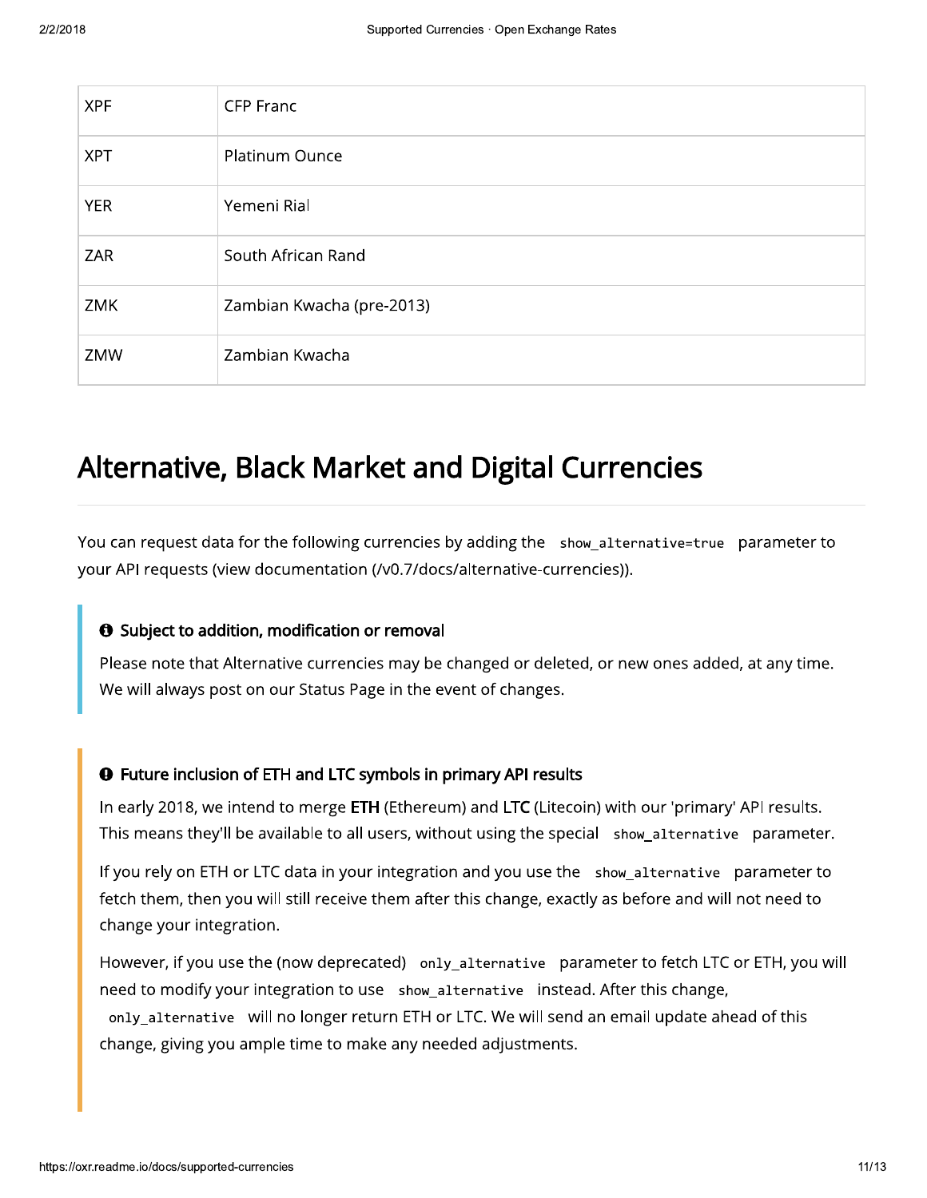| | |
|---|---|
| XPF | CFP Franc |
| XPT | Platinum Ounce |
| YER | Yemeni Rial |
| ZAR | South African Rand |
| ZMK | Zambian Kwacha (pre-2013) |
| ZMW | Zambian Kwacha |

# Alternative, Black Market and Digital Currencies

You can request data for the following currencies by adding the `show_alternative=true` parameter to your API requests (view documentation (/v0.7/docs/alternative-currencies)).

> **Subject to addition, modification or removal**
>
> Please note that Alternative currencies may be changed or deleted, or new ones added, at any time. We will always post on our Status Page in the event of changes.

> **Future inclusion of ETH and LTC symbols in primary API results**
>
> In early 2018, we intend to merge **ETH** (Ethereum) and **LTC** (Litecoin) with our 'primary' API results. This means they'll be available to all users, without using the special `show_alternative` parameter.
>
> If you rely on ETH or LTC data in your integration and you use the `show_alternative` parameter to fetch them, then you will still receive them after this change, exactly as before and will not need to change your integration.
>
> However, if you use the (now deprecated) `only_alternative` parameter to fetch LTC or ETH, you will need to modify your integration to use `show_alternative` instead. After this change, `only_alternative` will no longer return ETH or LTC. We will send an email update ahead of this change, giving you ample time to make any needed adjustments.